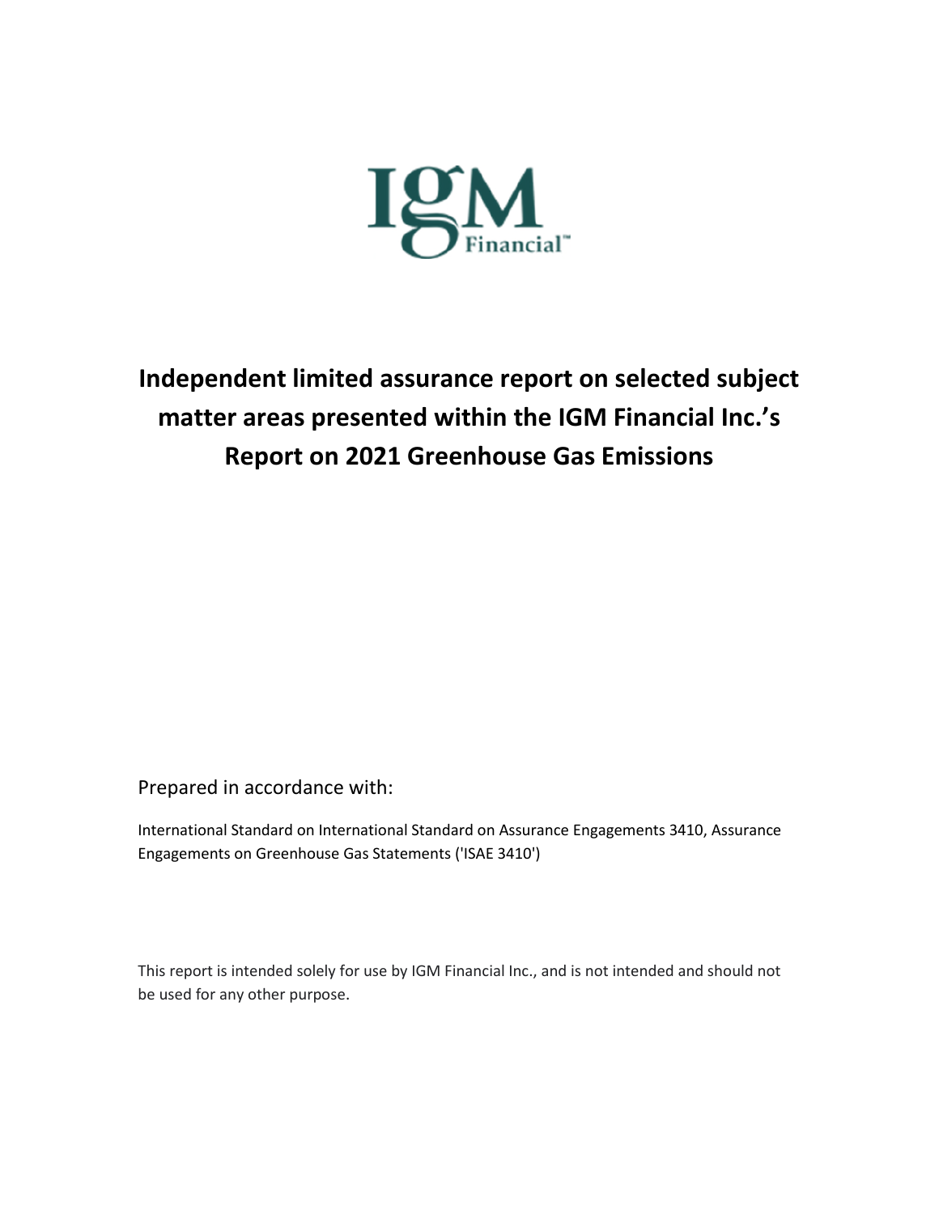# Independent limited assurance report on selected subject matter areas presented within the IGM Financial Inc.'s Report on 2021 Greenhouse Gas Emissions

Prepared in accordance with:

International Standard on International Standard on Assurance Engagements 3410, Assurance Engagements on Greenhouse Gas Statements ('ISAE 3410')

This report is intended solely for use by IGM Financial Inc., and is not intended and should not be used for any other purpose.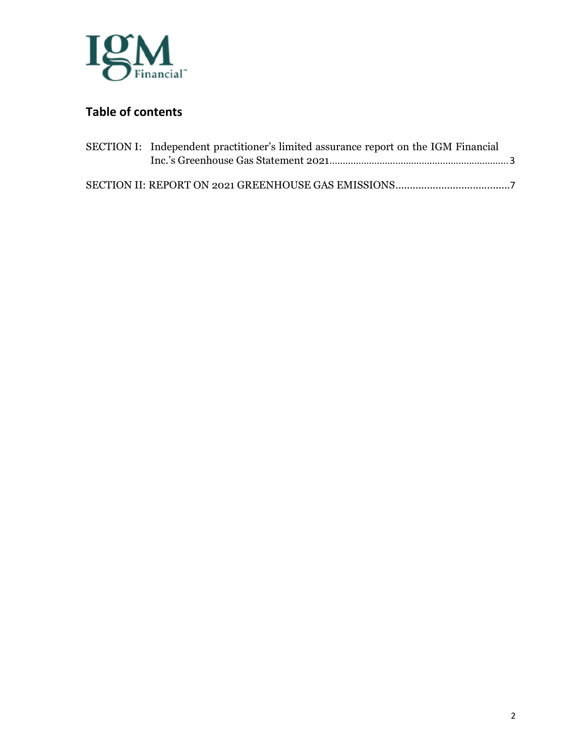## Table of contents

SECTION I: Independent practitioner's limited assurance report on the IGM Financial Inc.'s Greenhouse Gas Statement 2021 .......... 3

SECTION II: REPORT ON 2021 GREENHOUSE GAS EMISSIONS .......... 7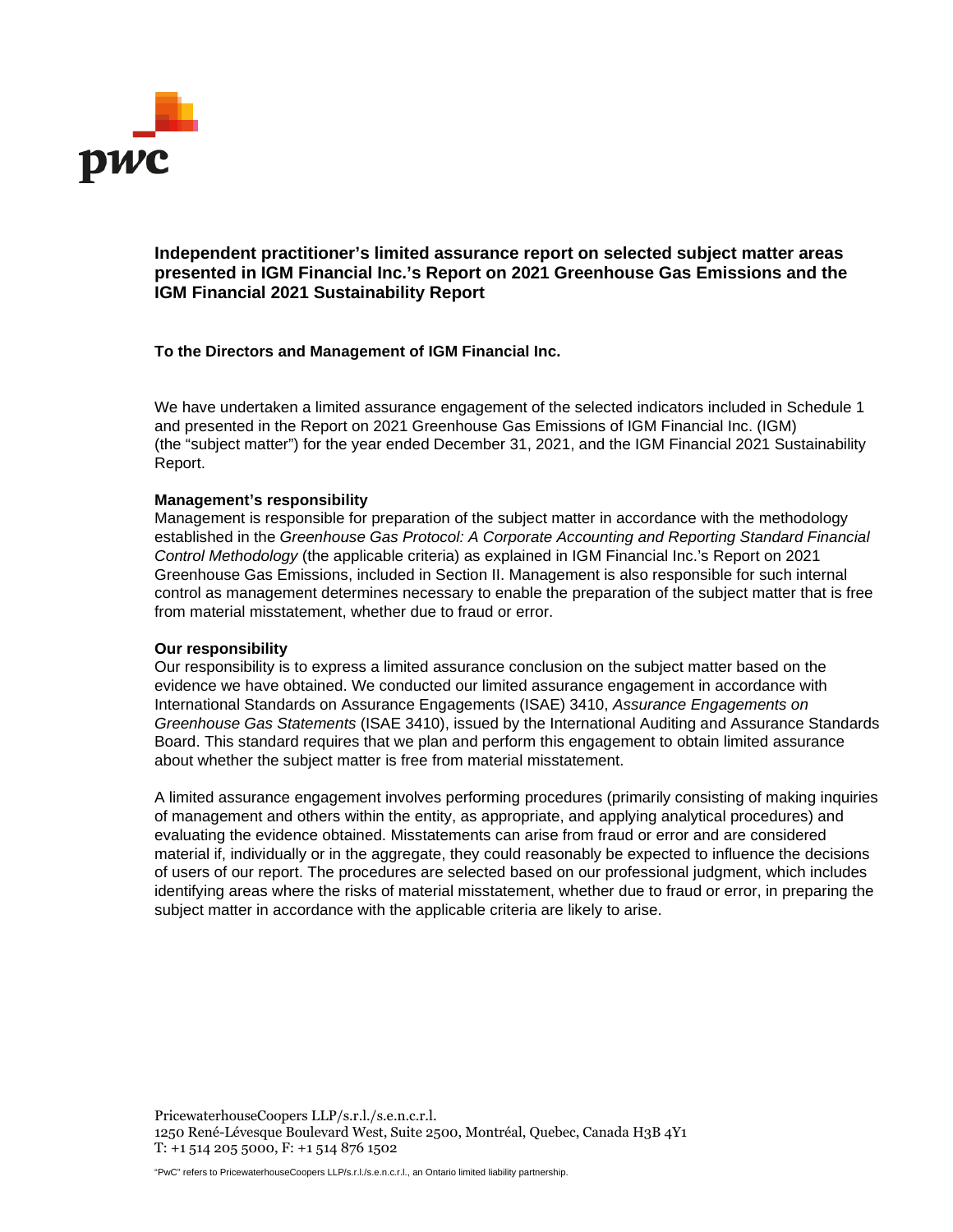# Independent practitioner's limited assurance report on selected subject matter areas presented in IGM Financial Inc.'s Report on 2021 Greenhouse Gas Emissions and the IGM Financial 2021 Sustainability Report

**To the Directors and Management of IGM Financial Inc.**

We have undertaken a limited assurance engagement of the selected indicators included in Schedule 1 and presented in the Report on 2021 Greenhouse Gas Emissions of IGM Financial Inc. (IGM) (the "subject matter") for the year ended December 31, 2021, and the IGM Financial 2021 Sustainability Report.

**Management's responsibility**
Management is responsible for preparation of the subject matter in accordance with the methodology established in the *Greenhouse Gas Protocol: A Corporate Accounting and Reporting Standard Financial Control Methodology* (the applicable criteria) as explained in IGM Financial Inc.'s Report on 2021 Greenhouse Gas Emissions, included in Section II. Management is also responsible for such internal control as management determines necessary to enable the preparation of the subject matter that is free from material misstatement, whether due to fraud or error.

**Our responsibility**
Our responsibility is to express a limited assurance conclusion on the subject matter based on the evidence we have obtained. We conducted our limited assurance engagement in accordance with International Standards on Assurance Engagements (ISAE) 3410, *Assurance Engagements on Greenhouse Gas Statements* (ISAE 3410), issued by the International Auditing and Assurance Standards Board. This standard requires that we plan and perform this engagement to obtain limited assurance about whether the subject matter is free from material misstatement.

A limited assurance engagement involves performing procedures (primarily consisting of making inquiries of management and others within the entity, as appropriate, and applying analytical procedures) and evaluating the evidence obtained. Misstatements can arise from fraud or error and are considered material if, individually or in the aggregate, they could reasonably be expected to influence the decisions of users of our report. The procedures are selected based on our professional judgment, which includes identifying areas where the risks of material misstatement, whether due to fraud or error, in preparing the subject matter in accordance with the applicable criteria are likely to arise.

PricewaterhouseCoopers LLP/s.r.l./s.e.n.c.r.l.
1250 René-Lévesque Boulevard West, Suite 2500, Montréal, Quebec, Canada H3B 4Y1
T: +1 514 205 5000, F: +1 514 876 1502

"PwC" refers to PricewaterhouseCoopers LLP/s.r.l./s.e.n.c.r.l., an Ontario limited liability partnership.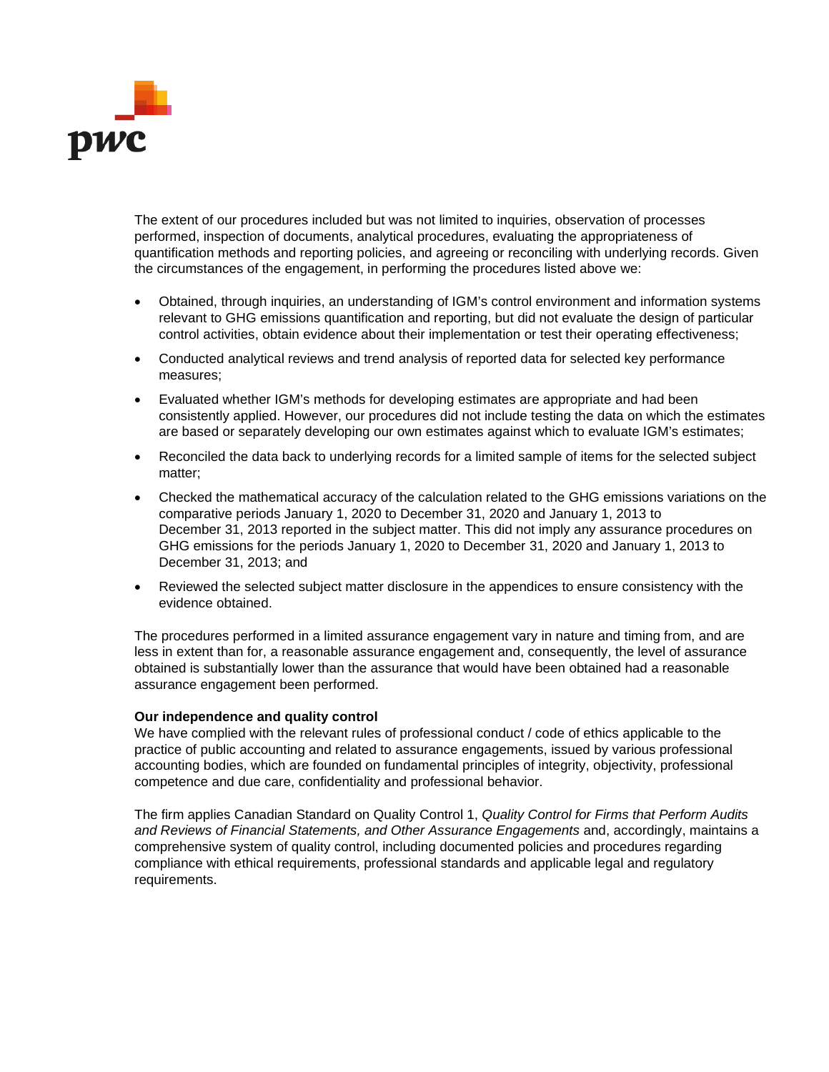The extent of our procedures included but was not limited to inquiries, observation of processes performed, inspection of documents, analytical procedures, evaluating the appropriateness of quantification methods and reporting policies, and agreeing or reconciling with underlying records. Given the circumstances of the engagement, in performing the procedures listed above we:

- Obtained, through inquiries, an understanding of IGM's control environment and information systems relevant to GHG emissions quantification and reporting, but did not evaluate the design of particular control activities, obtain evidence about their implementation or test their operating effectiveness;
- Conducted analytical reviews and trend analysis of reported data for selected key performance measures;
- Evaluated whether IGM's methods for developing estimates are appropriate and had been consistently applied. However, our procedures did not include testing the data on which the estimates are based or separately developing our own estimates against which to evaluate IGM's estimates;
- Reconciled the data back to underlying records for a limited sample of items for the selected subject matter;
- Checked the mathematical accuracy of the calculation related to the GHG emissions variations on the comparative periods January 1, 2020 to December 31, 2020 and January 1, 2013 to December 31, 2013 reported in the subject matter. This did not imply any assurance procedures on GHG emissions for the periods January 1, 2020 to December 31, 2020 and January 1, 2013 to December 31, 2013; and
- Reviewed the selected subject matter disclosure in the appendices to ensure consistency with the evidence obtained.

The procedures performed in a limited assurance engagement vary in nature and timing from, and are less in extent than for, a reasonable assurance engagement and, consequently, the level of assurance obtained is substantially lower than the assurance that would have been obtained had a reasonable assurance engagement been performed.

**Our independence and quality control**

We have complied with the relevant rules of professional conduct / code of ethics applicable to the practice of public accounting and related to assurance engagements, issued by various professional accounting bodies, which are founded on fundamental principles of integrity, objectivity, professional competence and due care, confidentiality and professional behavior.

The firm applies Canadian Standard on Quality Control 1, *Quality Control for Firms that Perform Audits and Reviews of Financial Statements, and Other Assurance Engagements* and, accordingly, maintains a comprehensive system of quality control, including documented policies and procedures regarding compliance with ethical requirements, professional standards and applicable legal and regulatory requirements.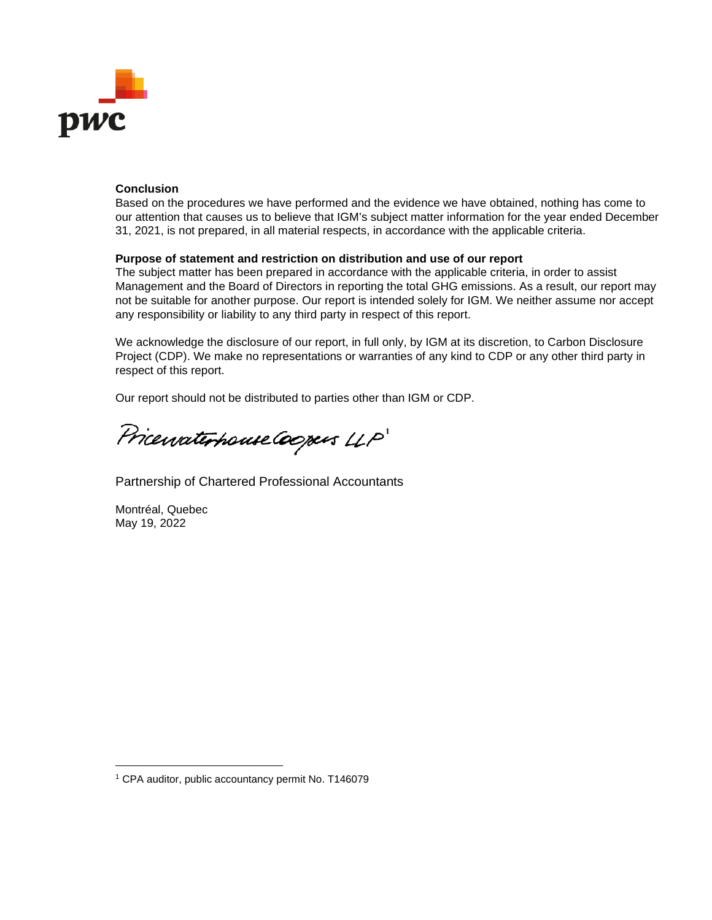**Conclusion**
Based on the procedures we have performed and the evidence we have obtained, nothing has come to our attention that causes us to believe that IGM's subject matter information for the year ended December 31, 2021, is not prepared, in all material respects, in accordance with the applicable criteria.

**Purpose of statement and restriction on distribution and use of our report**
The subject matter has been prepared in accordance with the applicable criteria, in order to assist Management and the Board of Directors in reporting the total GHG emissions. As a result, our report may not be suitable for another purpose. Our report is intended solely for IGM. We neither assume nor accept any responsibility or liability to any third party in respect of this report.

We acknowledge the disclosure of our report, in full only, by IGM at its discretion, to Carbon Disclosure Project (CDP). We make no representations or warranties of any kind to CDP or any other third party in respect of this report.

Our report should not be distributed to parties other than IGM or CDP.

PricewaterhouseCoopers LLP[1]

Partnership of Chartered Professional Accountants

Montréal, Quebec
May 19, 2022

[1] CPA auditor, public accountancy permit No. T146079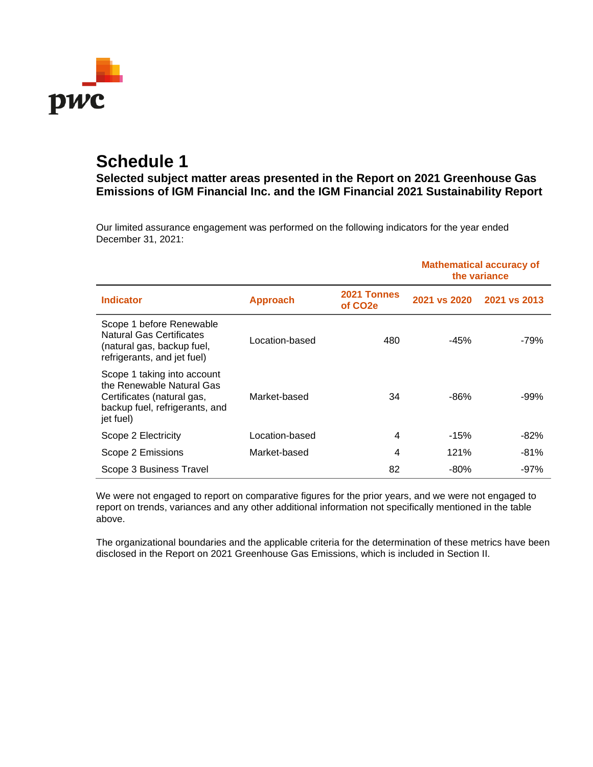# Schedule 1

**Selected subject matter areas presented in the Report on 2021 Greenhouse Gas Emissions of IGM Financial Inc. and the IGM Financial 2021 Sustainability Report**

Our limited assurance engagement was performed on the following indicators for the year ended December 31, 2021:

| | | | Mathematical accuracy of the variance | |
|---|---|---|---|---|
| **Indicator** | **Approach** | **2021 Tonnes of CO2e** | **2021 vs 2020** | **2021 vs 2013** |
| Scope 1 before Renewable Natural Gas Certificates (natural gas, backup fuel, refrigerants, and jet fuel) | Location-based | 480 | -45% | -79% |
| Scope 1 taking into account the Renewable Natural Gas Certificates (natural gas, backup fuel, refrigerants, and jet fuel) | Market-based | 34 | -86% | -99% |
| Scope 2 Electricity | Location-based | 4 | -15% | -82% |
| Scope 2 Emissions | Market-based | 4 | 121% | -81% |
| Scope 3 Business Travel | | 82 | -80% | -97% |

We were not engaged to report on comparative figures for the prior years, and we were not engaged to report on trends, variances and any other additional information not specifically mentioned in the table above.

The organizational boundaries and the applicable criteria for the determination of these metrics have been disclosed in the Report on 2021 Greenhouse Gas Emissions, which is included in Section II.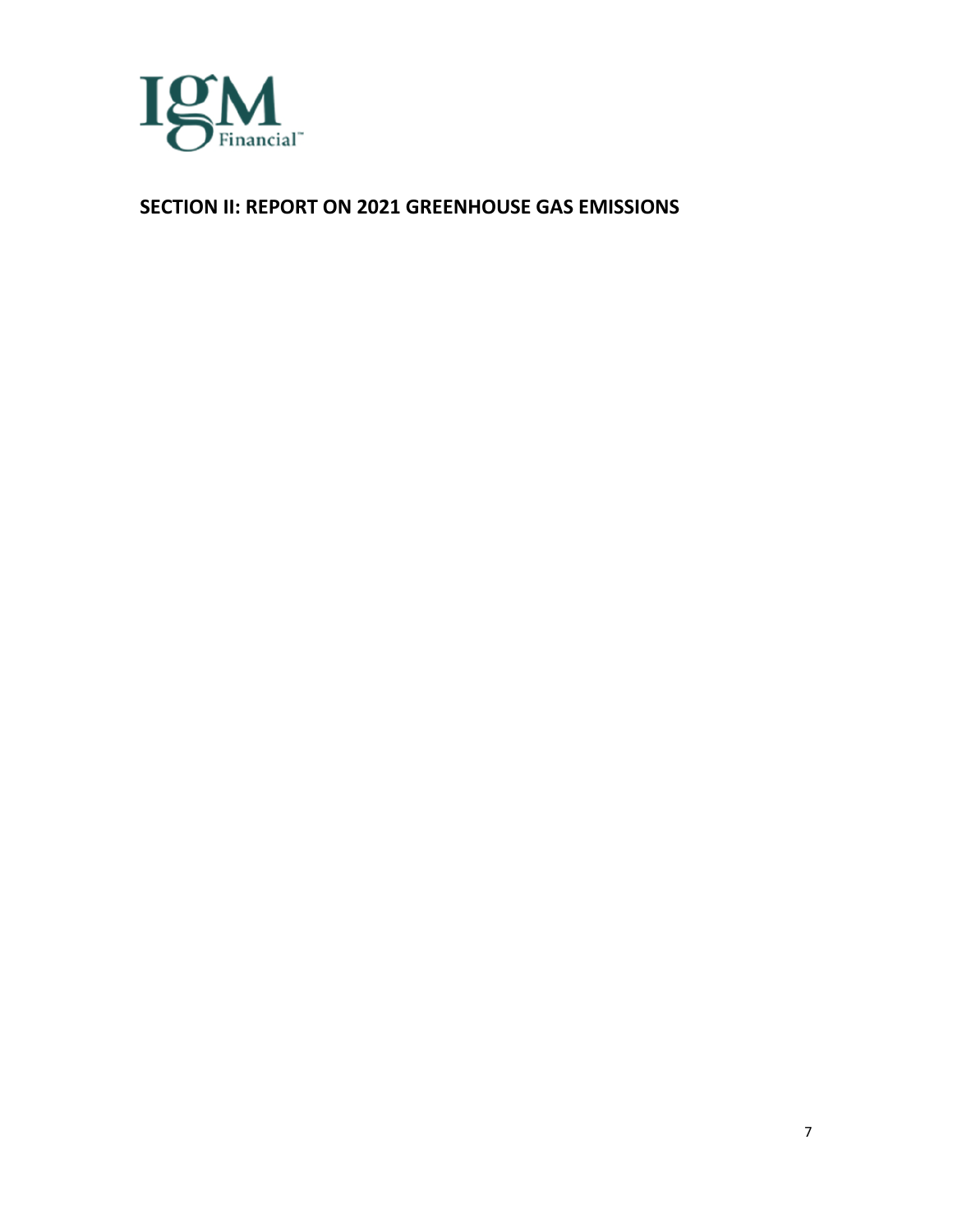## SECTION II: REPORT ON 2021 GREENHOUSE GAS EMISSIONS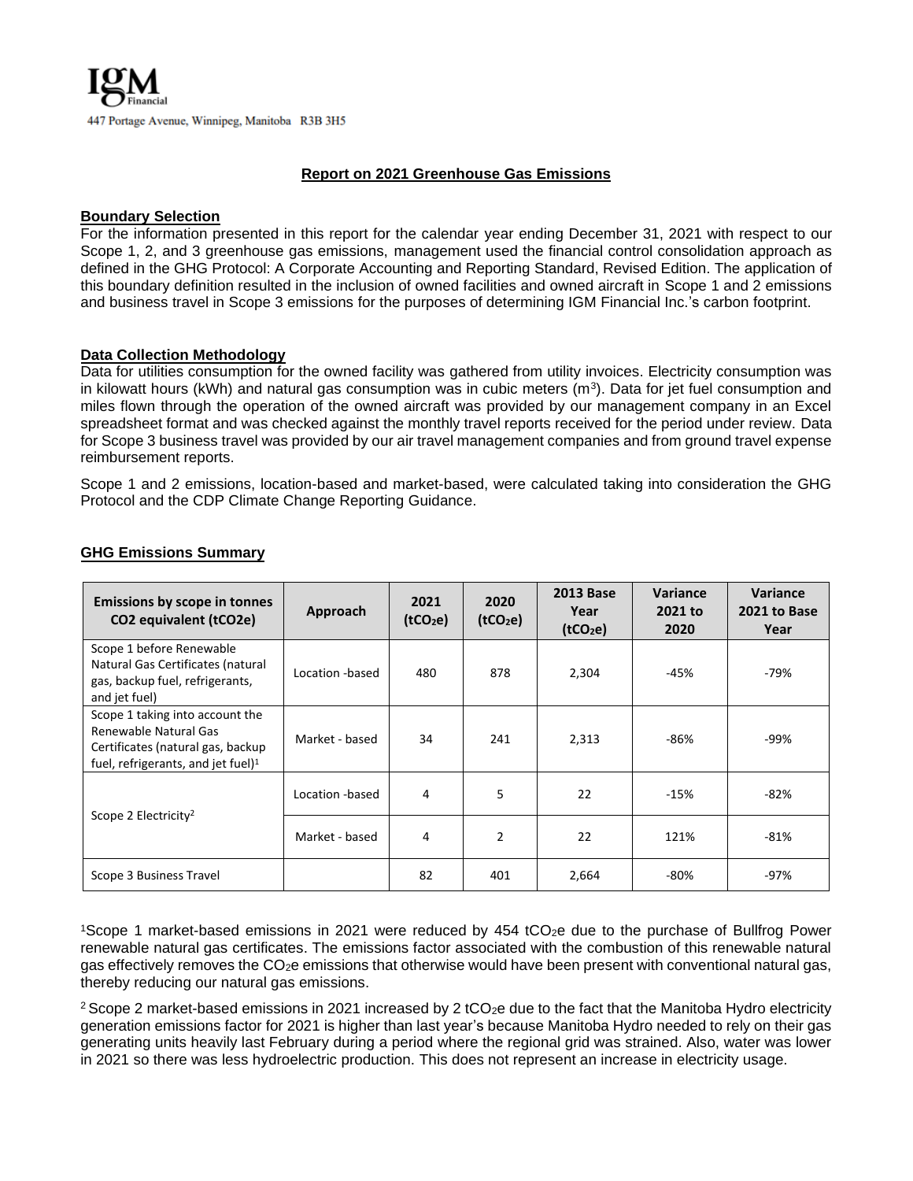IGM Financial

447 Portage Avenue, Winnipeg, Manitoba R3B 3H5

## Report on 2021 Greenhouse Gas Emissions

### Boundary Selection

For the information presented in this report for the calendar year ending December 31, 2021 with respect to our Scope 1, 2, and 3 greenhouse gas emissions, management used the financial control consolidation approach as defined in the GHG Protocol: A Corporate Accounting and Reporting Standard, Revised Edition. The application of this boundary definition resulted in the inclusion of owned facilities and owned aircraft in Scope 1 and 2 emissions and business travel in Scope 3 emissions for the purposes of determining IGM Financial Inc.'s carbon footprint.

### Data Collection Methodology

Data for utilities consumption for the owned facility was gathered from utility invoices. Electricity consumption was in kilowatt hours (kWh) and natural gas consumption was in cubic meters ($m^3$). Data for jet fuel consumption and miles flown through the operation of the owned aircraft was provided by our management company in an Excel spreadsheet format and was checked against the monthly travel reports received for the period under review. Data for Scope 3 business travel was provided by our air travel management companies and from ground travel expense reimbursement reports.

Scope 1 and 2 emissions, location-based and market-based, were calculated taking into consideration the GHG Protocol and the CDP Climate Change Reporting Guidance.

### GHG Emissions Summary

| Emissions by scope in tonnes CO2 equivalent (tCO2e) | Approach | 2021 ($tCO_2e$) | 2020 ($tCO_2e$) | 2013 Base Year ($tCO_2e$) | Variance 2021 to 2020 | Variance 2021 to Base Year |
|---|---|---|---|---|---|---|
| Scope 1 before Renewable Natural Gas Certificates (natural gas, backup fuel, refrigerants, and jet fuel) | Location -based | 480 | 878 | 2,304 | -45% | -79% |
| Scope 1 taking into account the Renewable Natural Gas Certificates (natural gas, backup fuel, refrigerants, and jet fuel)[1] | Market - based | 34 | 241 | 2,313 | -86% | -99% |
| Scope 2 Electricity[2] | Location -based | 4 | 5 | 22 | -15% | -82% |
| | Market - based | 4 | 2 | 22 | 121% | -81% |
| Scope 3 Business Travel | | 82 | 401 | 2,664 | -80% | -97% |

[1]Scope 1 market-based emissions in 2021 were reduced by 454 $tCO_2e$ due to the purchase of Bullfrog Power renewable natural gas certificates. The emissions factor associated with the combustion of this renewable natural gas effectively removes the $CO_2e$ emissions that otherwise would have been present with conventional natural gas, thereby reducing our natural gas emissions.

[2] Scope 2 market-based emissions in 2021 increased by 2 $tCO_2e$ due to the fact that the Manitoba Hydro electricity generation emissions factor for 2021 is higher than last year's because Manitoba Hydro needed to rely on their gas generating units heavily last February during a period where the regional grid was strained. Also, water was lower in 2021 so there was less hydroelectric production. This does not represent an increase in electricity usage.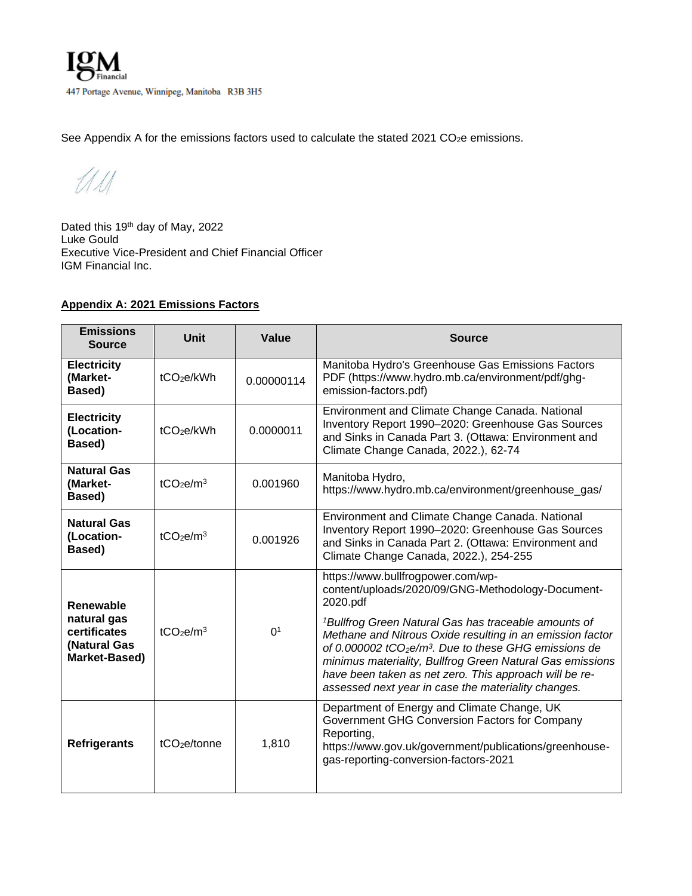See Appendix A for the emissions factors used to calculate the stated 2021 $CO_2e$ emissions.

Dated this 19th day of May, 2022
Luke Gould
Executive Vice-President and Chief Financial Officer
IGM Financial Inc.

**Appendix A: 2021 Emissions Factors**

| Emissions Source | Unit | Value | Source |
|---|---|---|---|
| **Electricity (Market-Based)** | $tCO_2e/kWh$ | 0.00000114 | Manitoba Hydro's Greenhouse Gas Emissions Factors PDF (https://www.hydro.mb.ca/environment/pdf/ghg-emission-factors.pdf) |
| **Electricity (Location-Based)** | $tCO_2e/kWh$ | 0.0000011 | Environment and Climate Change Canada. National Inventory Report 1990–2020: Greenhouse Gas Sources and Sinks in Canada Part 3. (Ottawa: Environment and Climate Change Canada, 2022.), 62-74 |
| **Natural Gas (Market-Based)** | $tCO_2e/m^3$ | 0.001960 | Manitoba Hydro, https://www.hydro.mb.ca/environment/greenhouse_gas/ |
| **Natural Gas (Location-Based)** | $tCO_2e/m^3$ | 0.001926 | Environment and Climate Change Canada. National Inventory Report 1990–2020: Greenhouse Gas Sources and Sinks in Canada Part 2. (Ottawa: Environment and Climate Change Canada, 2022.), 254-255 |
| **Renewable natural gas certificates (Natural Gas Market-Based)** | $tCO_2e/m^3$ | 0[1] | https://www.bullfrogpower.com/wp-content/uploads/2020/09/GNG-Methodology-Document-2020.pdf<br><br>*[1]Bullfrog Green Natural Gas has traceable amounts of Methane and Nitrous Oxide resulting in an emission factor of 0.000002 $tCO_2e/m^3$. Due to these GHG emissions de minimus materiality, Bullfrog Green Natural Gas emissions have been taken as net zero. This approach will be re-assessed next year in case the materiality changes.* |
| **Refrigerants** | $tCO_2e/tonne$ | 1,810 | Department of Energy and Climate Change, UK Government GHG Conversion Factors for Company Reporting, https://www.gov.uk/government/publications/greenhouse-gas-reporting-conversion-factors-2021 |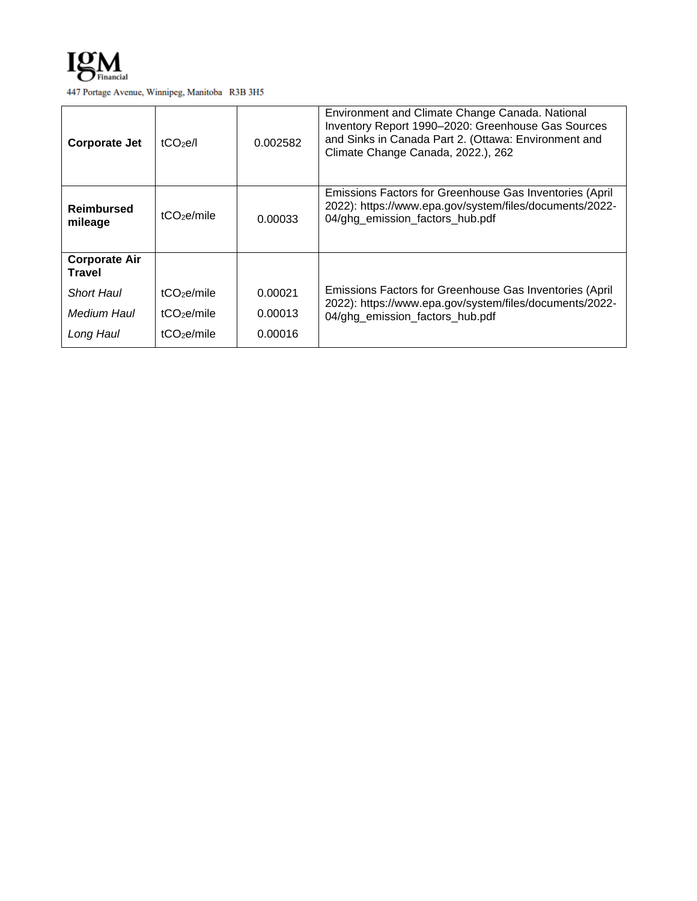| | | | |
|---|---|---|---|
| **Corporate Jet** | $tCO_2e/l$ | 0.002582 | Environment and Climate Change Canada. National Inventory Report 1990–2020: Greenhouse Gas Sources and Sinks in Canada Part 2. (Ottawa: Environment and Climate Change Canada, 2022.), 262 |
| **Reimbursed mileage** | $tCO_2e/mile$ | 0.00033 | Emissions Factors for Greenhouse Gas Inventories (April 2022): https://www.epa.gov/system/files/documents/2022-04/ghg_emission_factors_hub.pdf |
| **Corporate Air Travel** | | | Emissions Factors for Greenhouse Gas Inventories (April 2022): https://www.epa.gov/system/files/documents/2022-04/ghg_emission_factors_hub.pdf |
| *Short Haul* | $tCO_2e/mile$ | 0.00021 | |
| *Medium Haul* | $tCO_2e/mile$ | 0.00013 | |
| *Long Haul* | $tCO_2e/mile$ | 0.00016 | |